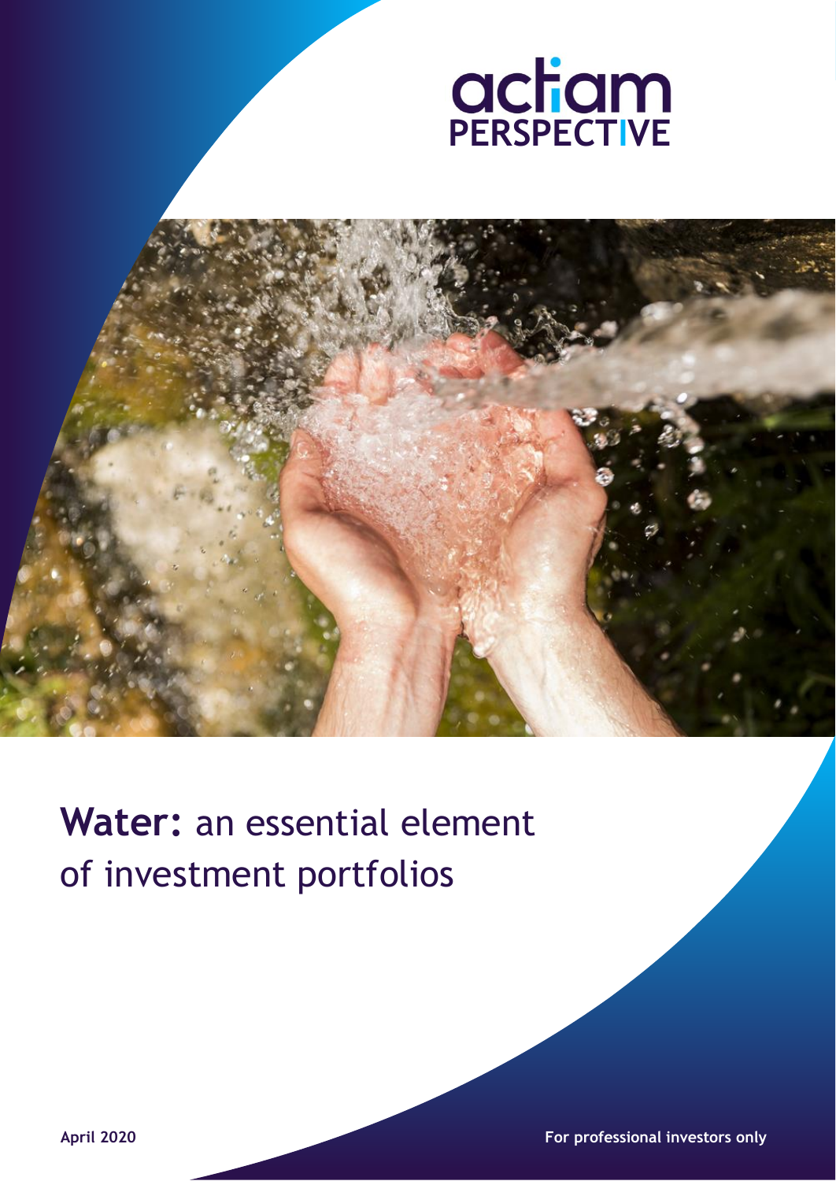actiam PERSPECTIVE

# **Water:** an essential element of investment portfolios

**April 2020**

**For professional investors only**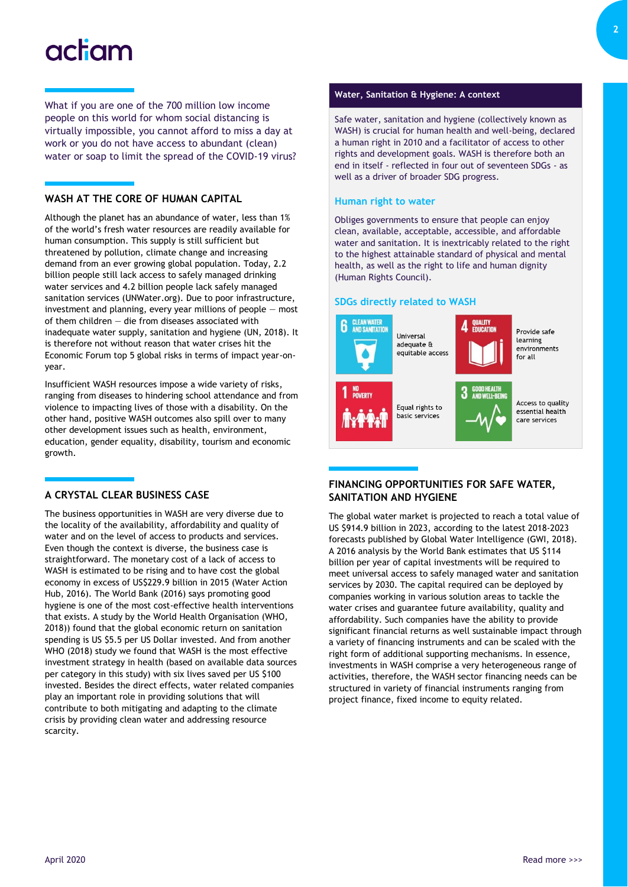What if you are one of the 700 million low income people on this world for whom social distancing is virtually impossible, you cannot afford to miss a day at work or you do not have access to abundant (clean) water or soap to limit the spread of the COVID-19 virus?

## WASH AT THE CORE OF HUMAN CAPITAL

Although the planet has an abundance of water, less than 1% of the world's fresh water resources are readily available for human consumption. This supply is still sufficient but threatened by pollution, climate change and increasing demand from an ever growing global population. Today, 2.2 billion people still lack access to safely managed drinking water services and 4.2 billion people lack safely managed sanitation services (UNWater.org). Due to poor infrastructure, investment and planning, every year millions of people — most of them children — die from diseases associated with inadequate water supply, sanitation and hygiene (UN, 2018). It is therefore not without reason that water crises hit the Economic Forum top 5 global risks in terms of impact year-on-year.

Insufficient WASH resources impose a wide variety of risks, ranging from diseases to hindering school attendance and from violence to impacting lives of those with a disability. On the other hand, positive WASH outcomes also spill over to many other development issues such as health, environment, education, gender equality, disability, tourism and economic growth.

## A CRYSTAL CLEAR BUSINESS CASE

The business opportunities in WASH are very diverse due to the locality of the availability, affordability and quality of water and on the level of access to products and services. Even though the context is diverse, the business case is straightforward. The monetary cost of a lack of access to WASH is estimated to be rising and to have cost the global economy in excess of US$229.9 billion in 2015 (Water Action Hub, 2016). The World Bank (2016) says promoting good hygiene is one of the most cost-effective health interventions that exists. A study by the World Health Organisation (WHO, 2018)) found that the global economic return on sanitation spending is US $5.5 per US Dollar invested. And from another WHO (2018) study we found that WASH is the most effective investment strategy in health (based on available data sources per category in this study) with six lives saved per US $100 invested. Besides the direct effects, water related companies play an important role in providing solutions that will contribute to both mitigating and adapting to the climate crisis by providing clean water and addressing resource scarcity.

### Water, Sanitation & Hygiene: A context

Safe water, sanitation and hygiene (collectively known as WASH) is crucial for human health and well-being, declared a human right in 2010 and a facilitator of access to other rights and development goals. WASH is therefore both an end in itself - reflected in four out of seventeen SDGs - as well as a driver of broader SDG progress.

#### Human right to water

Obliges governments to ensure that people can enjoy clean, available, acceptable, accessible, and affordable water and sanitation. It is inextricably related to the right to the highest attainable standard of physical and mental health, as well as the right to life and human dignity (Human Rights Council).

#### SDGs directly related to WASH

| SDG | Relation to WASH |
|---|---|
| 6 Clean water and sanitation | Universal adequate & equitable access |
| 4 Quality education | Provide safe learning environments for all |
| 1 No poverty | Equal rights to basic services |
| 3 Good health and well-being | Access to quality essential health care services |

## FINANCING OPPORTUNITIES FOR SAFE WATER, SANITATION AND HYGIENE

The global water market is projected to reach a total value of US $914.9 billion in 2023, according to the latest 2018-2023 forecasts published by Global Water Intelligence (GWI, 2018). A 2016 analysis by the World Bank estimates that US $114 billion per year of capital investments will be required to meet universal access to safely managed water and sanitation services by 2030. The capital required can be deployed by companies working in various solution areas to tackle the water crises and guarantee future availability, quality and affordability. Such companies have the ability to provide significant financial returns as well sustainable impact through a variety of financing instruments and can be scaled with the right form of additional supporting mechanisms. In essence, investments in WASH comprise a very heterogeneous range of activities, therefore, the WASH sector financing needs can be structured in variety of financial instruments ranging from project finance, fixed income to equity related.

April 2020

Read more >>>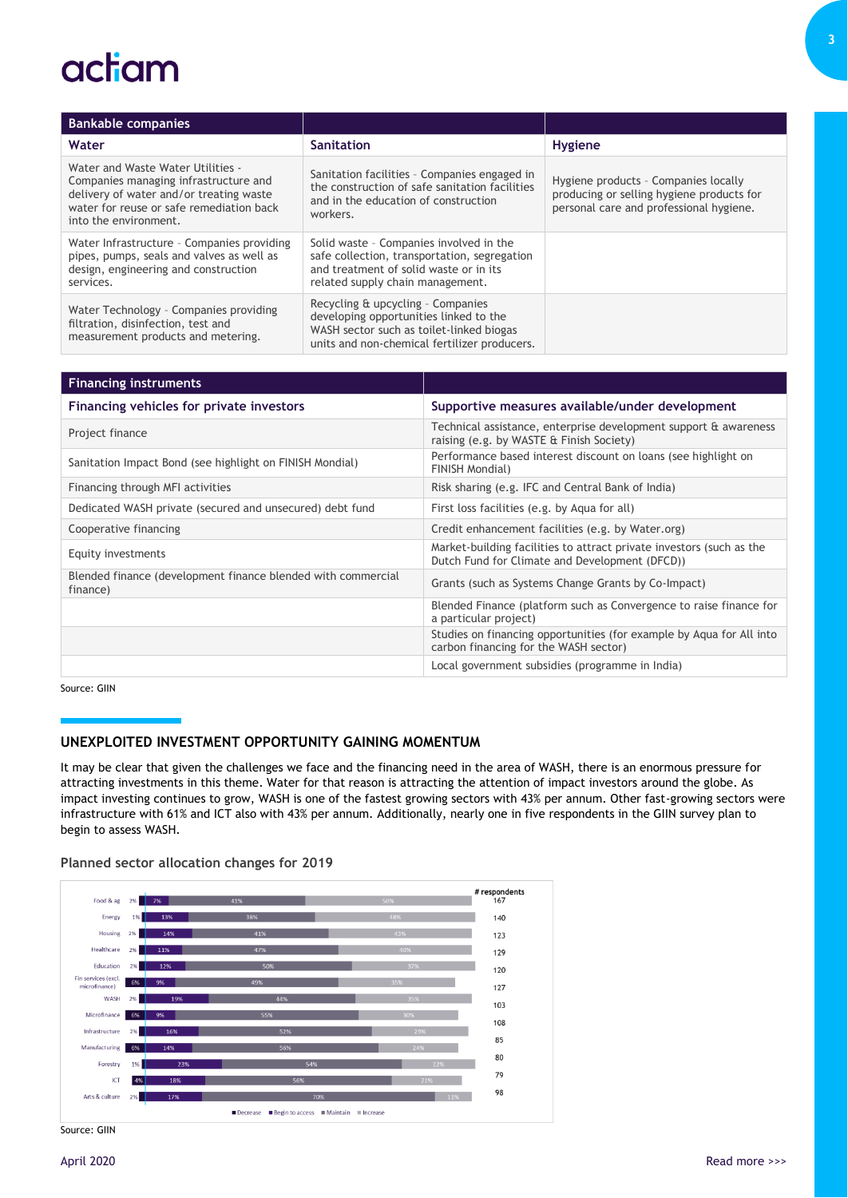| Bankable companies | | |
|---|---|---|
| **Water** | **Sanitation** | **Hygiene** |
| Water and Waste Water Utilities - Companies managing infrastructure and delivery of water and/or treating waste water for reuse or safe remediation back into the environment. | Sanitation facilities - Companies engaged in the construction of safe sanitation facilities and in the education of construction workers. | Hygiene products - Companies locally producing or selling hygiene products for personal care and professional hygiene. |
| Water Infrastructure - Companies providing pipes, pumps, seals and valves as well as design, engineering and construction services. | Solid waste - Companies involved in the safe collection, transportation, segregation and treatment of solid waste or in its related supply chain management. | |
| Water Technology - Companies providing filtration, disinfection, test and measurement products and metering. | Recycling & upcycling - Companies developing opportunities linked to the WASH sector such as toilet-linked biogas units and non-chemical fertilizer producers. | |

| Financing instruments | |
|---|---|
| **Financing vehicles for private investors** | **Supportive measures available/under development** |
| Project finance | Technical assistance, enterprise development support & awareness raising (e.g. by WASTE & Finish Society) |
| Sanitation Impact Bond (see highlight on FINISH Mondial) | Performance based interest discount on loans (see highlight on FINISH Mondial) |
| Financing through MFI activities | Risk sharing (e.g. IFC and Central Bank of India) |
| Dedicated WASH private (secured and unsecured) debt fund | First loss facilities (e.g. by Aqua for all) |
| Cooperative financing | Credit enhancement facilities (e.g. by Water.org) |
| Equity investments | Market-building facilities to attract private investors (such as the Dutch Fund for Climate and Development (DFCD)) |
| Blended finance (development finance blended with commercial finance) | Grants (such as Systems Change Grants by Co-Impact) |
| | Blended Finance (platform such as Convergence to raise finance for a particular project) |
| | Studies on financing opportunities (for example by Aqua for All into carbon financing for the WASH sector) |
| | Local government subsidies (programme in India) |

Source: GIIN

## UNEXPLOITED INVESTMENT OPPORTUNITY GAINING MOMENTUM

It may be clear that given the challenges we face and the financing need in the area of WASH, there is an enormous pressure for attracting investments in this theme. Water for that reason is attracting the attention of impact investors around the globe. As impact investing continues to grow, WASH is one of the fastest growing sectors with 43% per annum. Other fast-growing sectors were infrastructure with 61% and ICT also with 43% per annum. Additionally, nearly one in five respondents in the GIIN survey plan to begin to assess WASH.

### Planned sector allocation changes for 2019

| Sector | Decrease | Begin to access | Maintain | Increase | # respondents |
|---|---|---|---|---|---|
| Food & ag | 2% | 7% | 41% | 50% | 167 |
| Energy | 1% | 13% | 38% | 48% | 140 |
| Housing | 2% | 14% | 41% | 43% | 123 |
| Healthcare | 2% | 11% | 47% | 40% | 129 |
| Education | 2% | 12% | 50% | 37% | 120 |
| Fin services (excl. microfinance) | 6% | 9% | 49% | 35% | 127 |
| WASH | 2% | 19% | 44% | 35% | 103 |
| Microfinance | 6% | 9% | 55% | 30% | 108 |
| Infrastructure | 2% | 16% | 52% | 29% | 85 |
| Manufacturing | 6% | 14% | 56% | 24% | 80 |
| Forestry | 1% | 23% | 54% | 22% | 79 |
| ICT | 4% | 18% | 56% | 21% | 98 |
| Arts & culture | 2% | 17% | 70% | 11% | |

Source: GIIN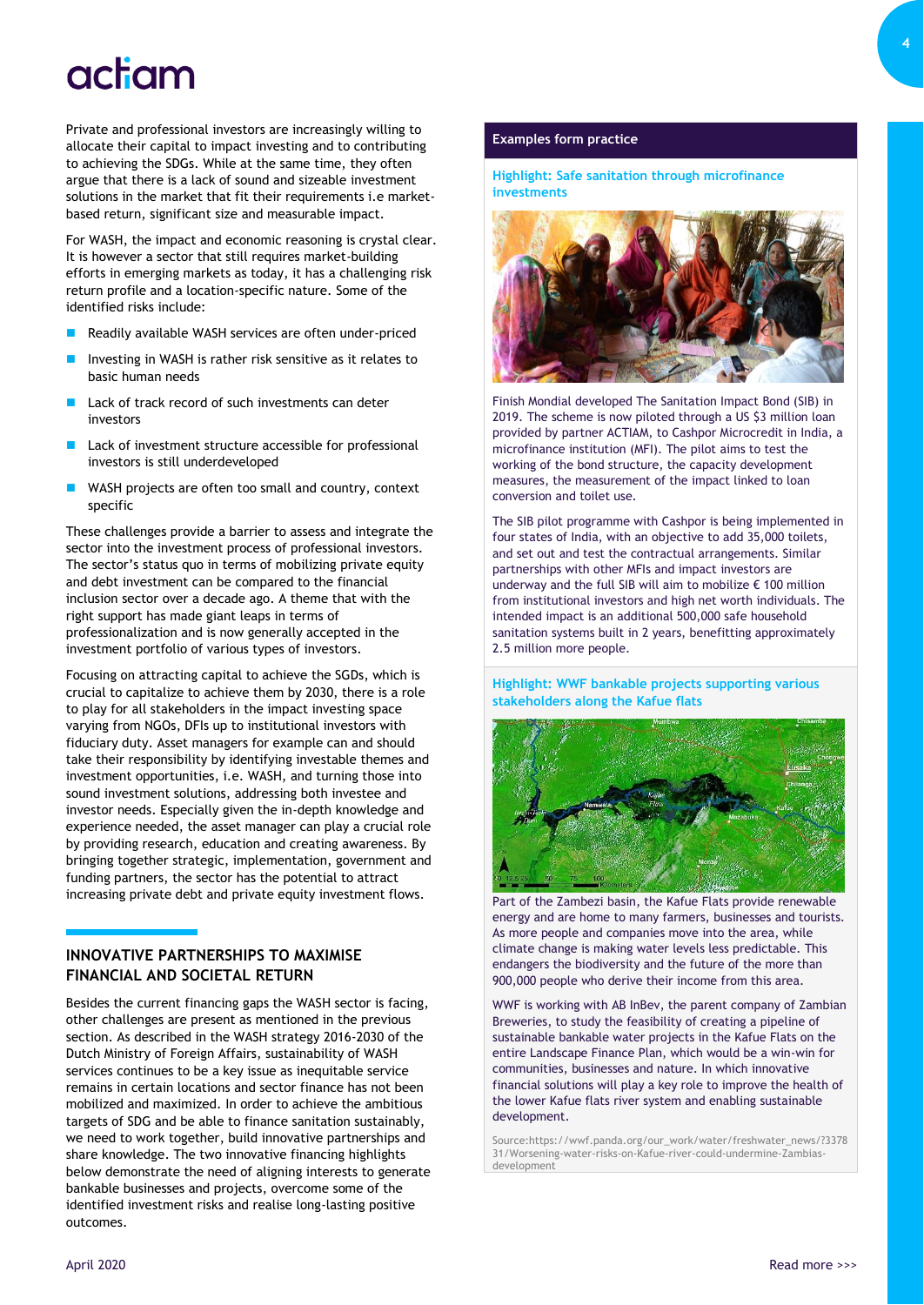Private and professional investors are increasingly willing to allocate their capital to impact investing and to contributing to achieving the SDGs. While at the same time, they often argue that there is a lack of sound and sizeable investment solutions in the market that fit their requirements i.e market-based return, significant size and measurable impact.

For WASH, the impact and economic reasoning is crystal clear. It is however a sector that still requires market-building efforts in emerging markets as today, it has a challenging risk return profile and a location-specific nature. Some of the identified risks include:

- Readily available WASH services are often under-priced
- Investing in WASH is rather risk sensitive as it relates to basic human needs
- Lack of track record of such investments can deter investors
- Lack of investment structure accessible for professional investors is still underdeveloped
- WASH projects are often too small and country, context specific

These challenges provide a barrier to assess and integrate the sector into the investment process of professional investors. The sector's status quo in terms of mobilizing private equity and debt investment can be compared to the financial inclusion sector over a decade ago. A theme that with the right support has made giant leaps in terms of professionalization and is now generally accepted in the investment portfolio of various types of investors.

Focusing on attracting capital to achieve the SGDs, which is crucial to capitalize to achieve them by 2030, there is a role to play for all stakeholders in the impact investing space varying from NGOs, DFIs up to institutional investors with fiduciary duty. Asset managers for example can and should take their responsibility by identifying investable themes and investment opportunities, i.e. WASH, and turning those into sound investment solutions, addressing both investee and investor needs. Especially given the in-depth knowledge and experience needed, the asset manager can play a crucial role by providing research, education and creating awareness. By bringing together strategic, implementation, government and funding partners, the sector has the potential to attract increasing private debt and private equity investment flows.

## INNOVATIVE PARTNERSHIPS TO MAXIMISE FINANCIAL AND SOCIETAL RETURN

Besides the current financing gaps the WASH sector is facing, other challenges are present as mentioned in the previous section. As described in the WASH strategy 2016-2030 of the Dutch Ministry of Foreign Affairs, sustainability of WASH services continues to be a key issue as inequitable service remains in certain locations and sector finance has not been mobilized and maximized. In order to achieve the ambitious targets of SDG and be able to finance sanitation sustainably, we need to work together, build innovative partnerships and share knowledge. The two innovative financing highlights below demonstrate the need of aligning interests to generate bankable businesses and projects, overcome some of the identified investment risks and realise long-lasting positive outcomes.

### Examples form practice

#### Highlight: Safe sanitation through microfinance investments

Finish Mondial developed The Sanitation Impact Bond (SIB) in 2019. The scheme is now piloted through a US $3 million loan provided by partner ACTIAM, to Cashpor Microcredit in India, a microfinance institution (MFI). The pilot aims to test the working of the bond structure, the capacity development measures, the measurement of the impact linked to loan conversion and toilet use.

The SIB pilot programme with Cashpor is being implemented in four states of India, with an objective to add 35,000 toilets, and set out and test the contractual arrangements. Similar partnerships with other MFIs and impact investors are underway and the full SIB will aim to mobilize € 100 million from institutional investors and high net worth individuals. The intended impact is an additional 500,000 safe household sanitation systems built in 2 years, benefitting approximately 2.5 million more people.

#### Highlight: WWF bankable projects supporting various stakeholders along the Kafue flats

Part of the Zambezi basin, the Kafue Flats provide renewable energy and are home to many farmers, businesses and tourists. As more people and companies move into the area, while climate change is making water levels less predictable. This endangers the biodiversity and the future of the more than 900,000 people who derive their income from this area.

WWF is working with AB InBev, the parent company of Zambian Breweries, to study the feasibility of creating a pipeline of sustainable bankable water projects in the Kafue Flats on the entire Landscape Finance Plan, which would be a win-win for communities, businesses and nature. In which innovative financial solutions will play a key role to improve the health of the lower Kafue flats river system and enabling sustainable development.

Source:https://wwf.panda.org/our_work/water/freshwater_news/?337831/Worsening-water-risks-on-Kafue-river-could-undermine-Zambias-development

April 2020

Read more >>>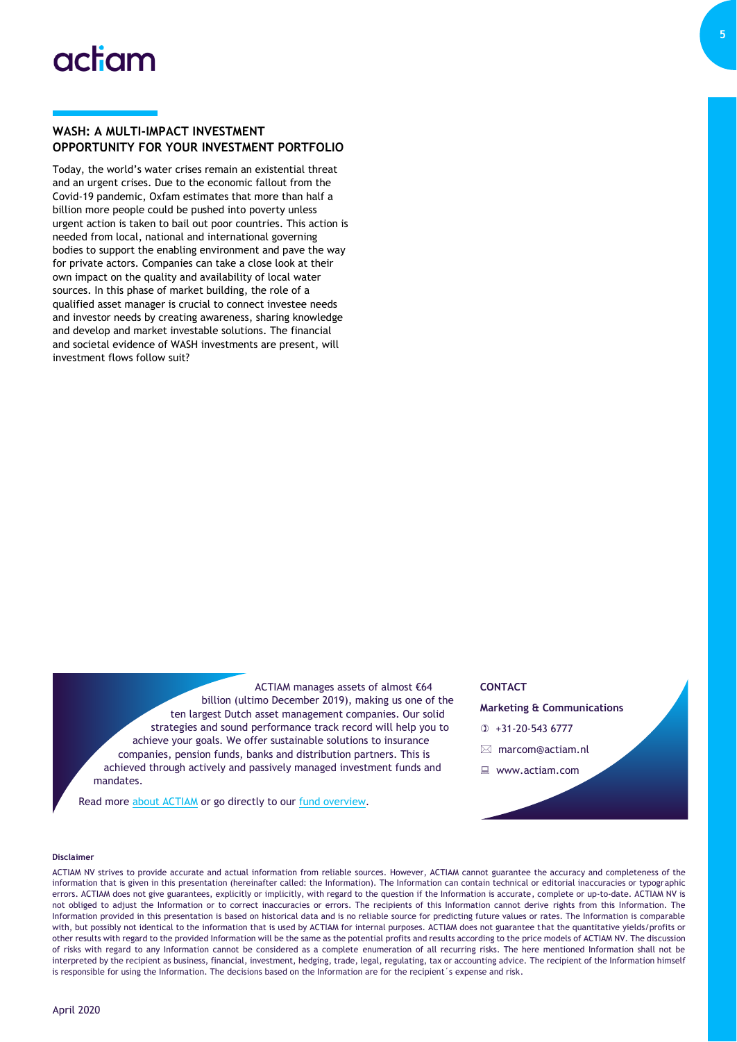## WASH: A MULTI-IMPACT INVESTMENT OPPORTUNITY FOR YOUR INVESTMENT PORTFOLIO

Today, the world's water crises remain an existential threat and an urgent crises. Due to the economic fallout from the Covid-19 pandemic, Oxfam estimates that more than half a billion more people could be pushed into poverty unless urgent action is taken to bail out poor countries. This action is needed from local, national and international governing bodies to support the enabling environment and pave the way for private actors. Companies can take a close look at their own impact on the quality and availability of local water sources. In this phase of market building, the role of a qualified asset manager is crucial to connect investee needs and investor needs by creating awareness, sharing knowledge and develop and market investable solutions. The financial and societal evidence of WASH investments are present, will investment flows follow suit?

ACTIAM manages assets of almost €64 billion (ultimo December 2019), making us one of the ten largest Dutch asset management companies. Our solid strategies and sound performance track record will help you to achieve your goals. We offer sustainable solutions to insurance companies, pension funds, banks and distribution partners. This is achieved through actively and passively managed investment funds and mandates.

Read more [about ACTIAM] or go directly to our [fund overview].

**CONTACT**

**Marketing & Communications**

+31-20-543 6777

marcom@actiam.nl

www.actiam.com

**Disclaimer**

ACTIAM NV strives to provide accurate and actual information from reliable sources. However, ACTIAM cannot guarantee the accuracy and completeness of the information that is given in this presentation (hereinafter called: the Information). The Information can contain technical or editorial inaccuracies or typographic errors. ACTIAM does not give guarantees, explicitly or implicitly, with regard to the question if the Information is accurate, complete or up-to-date. ACTIAM NV is not obliged to adjust the Information or to correct inaccuracies or errors. The recipients of this Information cannot derive rights from this Information. The Information provided in this presentation is based on historical data and is no reliable source for predicting future values or rates. The Information is comparable with, but possibly not identical to the information that is used by ACTIAM for internal purposes. ACTIAM does not guarantee that the quantitative yields/profits or other results with regard to the provided Information will be the same as the potential profits and results according to the price models of ACTIAM NV. The discussion of risks with regard to any Information cannot be considered as a complete enumeration of all recurring risks. The here mentioned Information shall not be interpreted by the recipient as business, financial, investment, hedging, trade, legal, regulating, tax or accounting advice. The recipient of the Information himself is responsible for using the Information. The decisions based on the Information are for the recipient´s expense and risk.

April 2020